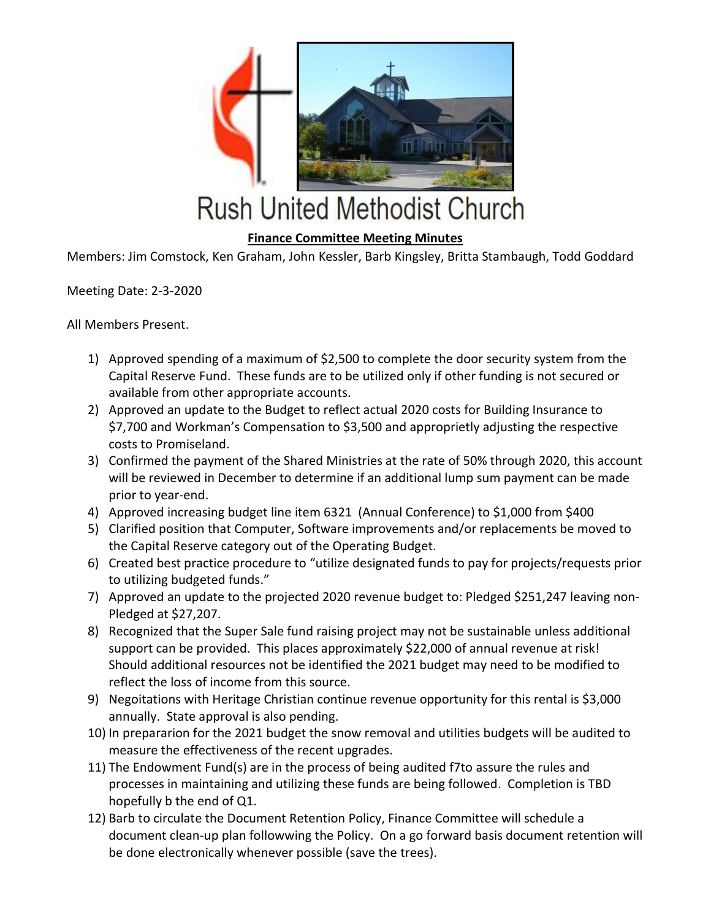# Rush United Methodist Church

**Finance Committee Meeting Minutes**

Members: Jim Comstock, Ken Graham, John Kessler, Barb Kingsley, Britta Stambaugh, Todd Goddard

Meeting Date: 2-3-2020

All Members Present.

1) Approved spending of a maximum of $2,500 to complete the door security system from the Capital Reserve Fund. These funds are to be utilized only if other funding is not secured or available from other appropriate accounts.
2) Approved an update to the Budget to reflect actual 2020 costs for Building Insurance to $7,700 and Workman's Compensation to $3,500 and appropriety adjusting the respective costs to Promiseland.
3) Confirmed the payment of the Shared Ministries at the rate of 50% through 2020, this account will be reviewed in December to determine if an additional lump sum payment can be made prior to year-end.
4) Approved increasing budget line item 6321 (Annual Conference) to $1,000 from $400
5) Clarified position that Computer, Software improvements and/or replacements be moved to the Capital Reserve category out of the Operating Budget.
6) Created best practice procedure to "utilize designated funds to pay for projects/requests prior to utilizing budgeted funds."
7) Approved an update to the projected 2020 revenue budget to: Pledged $251,247 leaving non-Pledged at $27,207.
8) Recognized that the Super Sale fund raising project may not be sustainable unless additional support can be provided. This places approximately $22,000 of annual revenue at risk! Should additional resources not be identified the 2021 budget may need to be modified to reflect the loss of income from this source.
9) Negoitations with Heritage Christian continue revenue opportunity for this rental is $3,000 annually. State approval is also pending.
10) In prepararion for the 2021 budget the snow removal and utilities budgets will be audited to measure the effectiveness of the recent upgrades.
11) The Endowment Fund(s) are in the process of being audited f7to assure the rules and processes in maintaining and utilizing these funds are being followed. Completion is TBD hopefully b the end of Q1.
12) Barb to circulate the Document Retention Policy, Finance Committee will schedule a document clean-up plan followwing the Policy. On a go forward basis document retention will be done electronically whenever possible (save the trees).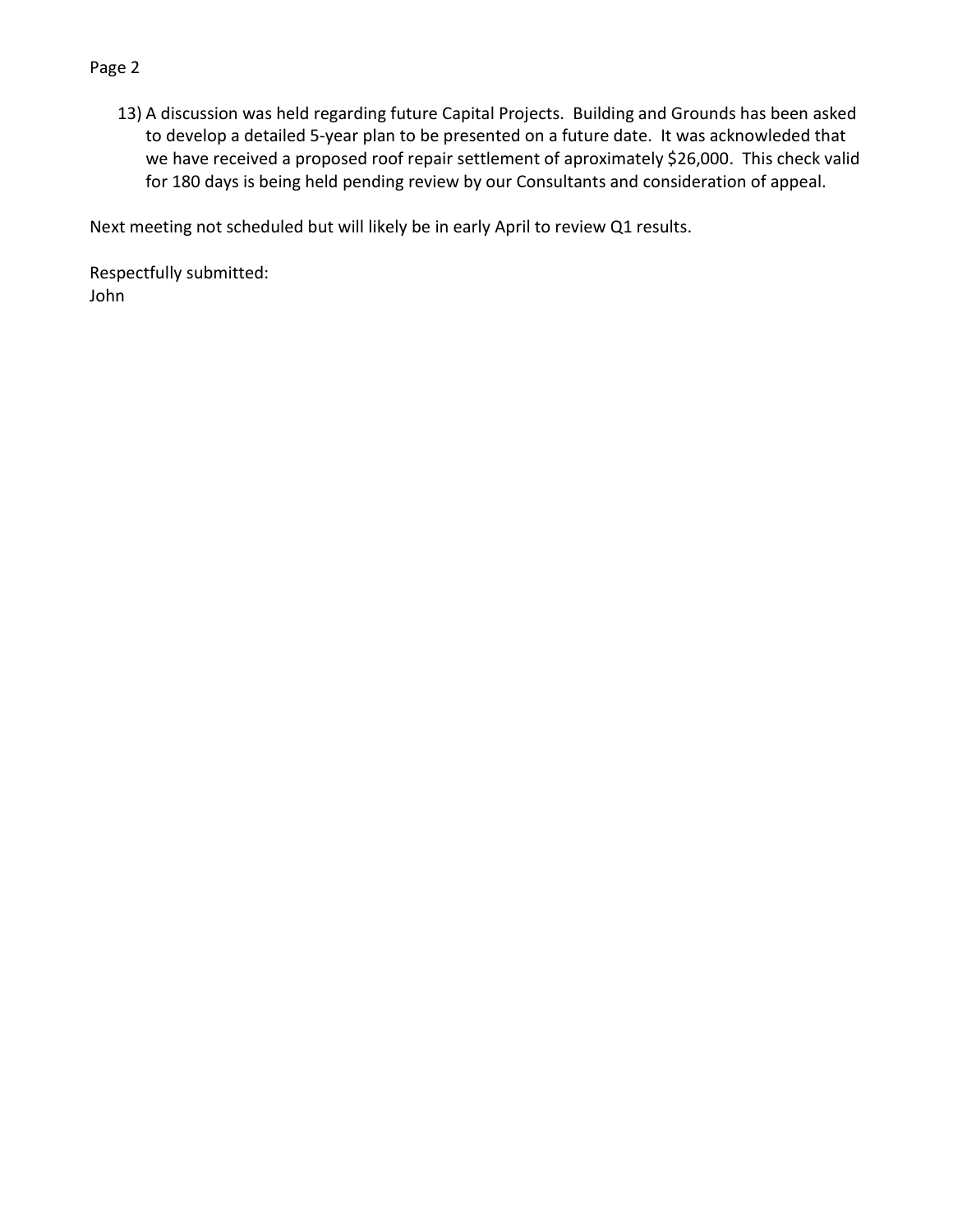13) A discussion was held regarding future Capital Projects. Building and Grounds has been asked to develop a detailed 5-year plan to be presented on a future date. It was acknowleded that we have received a proposed roof repair settlement of aproximately $26,000. This check valid for 180 days is being held pending review by our Consultants and consideration of appeal.

Next meeting not scheduled but will likely be in early April to review Q1 results.

Respectfully submitted:
John